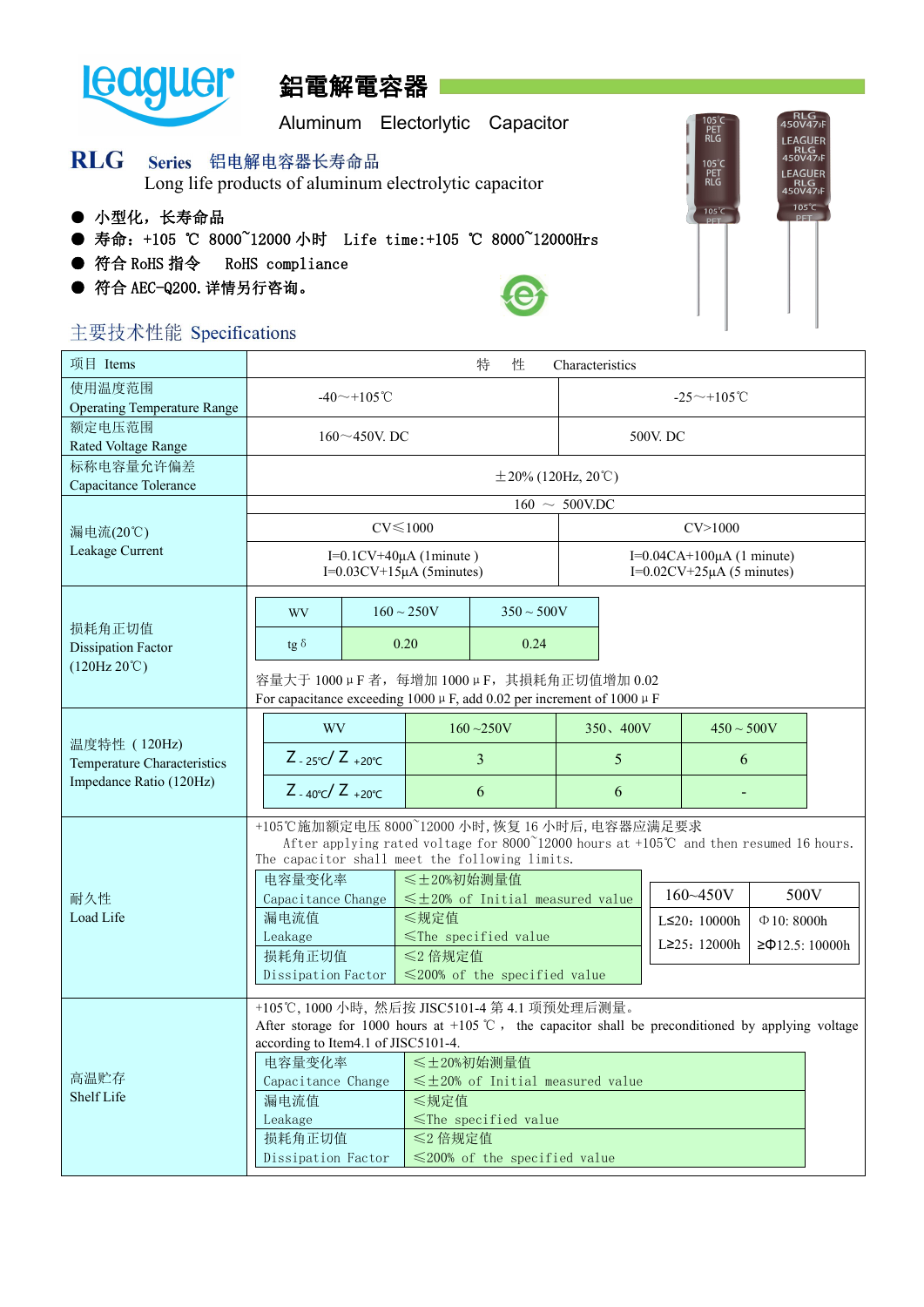# 鋁電解電容器

Aluminum Electorlytic Capacitor

## RLG Series 铝电解电容器长寿命品

Long life products of aluminum electrolytic capacitor

- 小型化，长寿命品
- 寿命：+105 ℃ 8000~12000 小时 Life time:+105 ℃ 8000~12000Hrs
- 符合 RoHS 指令 RoHS compliance
- 符合 AEC-Q200.详情另行咨询。

### 主要技术性能 Specifications

| 项目 Items | 特性 Characteristics | |
|---|---|---|
| 使用温度范围 Operating Temperature Range | -40～+105℃ | -25～+105℃ |
| 额定电压范围 Rated Voltage Range | 160～450V. DC | 500V. DC |
| 标称电容量允许偏差 Capacitance Tolerance | ±20% (120Hz, 20℃) | |
| 漏电流(20℃) Leakage Current | 160 ～ 500V.DC | |
| | CV≤1000 | CV>1000 |
| | I=0.1CV+40μA (1minute )<br>I=0.03CV+15μA (5minutes) | I=0.04CA+100μA (1 minute)<br>I=0.02CV+25μA (5 minutes) |

**损耗角正切值 Dissipation Factor (120Hz 20℃)**

| WV | 160 ~ 250V | 350 ~ 500V |
|---|---|---|
| tg δ | 0.20 | 0.24 |

容量大于 1000μF 者，每增加 1000μF，其损耗角正切值增加 0.02
For capacitance exceeding 1000μF, add 0.02 per increment of 1000μF

**温度特性（120Hz） Temperature Characteristics Impedance Ratio (120Hz)**

| WV | 160 ~250V | 350、400V | 450 ~ 500V |
|---|---|---|---|
| $Z_{-25℃}/Z_{+20℃}$ | 3 | 5 | 6 |
| $Z_{-40℃}/Z_{+20℃}$ | 6 | 6 | - |

**耐久性 Load Life**

+105℃施加额定电压 8000~12000 小时，恢复 16 小时后，电容器应满足要求
After applying rated voltage for 8000~12000 hours at +105℃ and then resumed 16 hours. The capacitor shall meet the following limits.

| 项目 | 要求 |
|---|---|
| 电容量变化率 Capacitance Change | ≤±20%初始测量值 ≤±20% of Initial measured value |
| 漏电流值 Leakage | ≤规定值 ≤The specified value |
| 损耗角正切值 Dissipation Factor | ≤2 倍规定值 ≤200% of the specified value |

| 160~450V | 500V |
|---|---|
| L≤20：10000h | Φ10：8000h |
| L≥25：12000h | ≥Φ12.5：10000h |

**高温贮存 Shelf Life**

+105℃，1000 小時，然后按 JISC5101-4 第 4.1 项预处理后测量。
After storage for 1000 hours at +105 ℃， the capacitor shall be preconditioned by applying voltage according to Item4.1 of JISC5101-4.

| 项目 | 要求 |
|---|---|
| 电容量变化率 Capacitance Change | ≤±20%初始测量值 ≤±20% of Initial measured value |
| 漏电流值 Leakage | ≤规定值 ≤The specified value |
| 损耗角正切值 Dissipation Factor | ≤2 倍规定值 ≤200% of the specified value |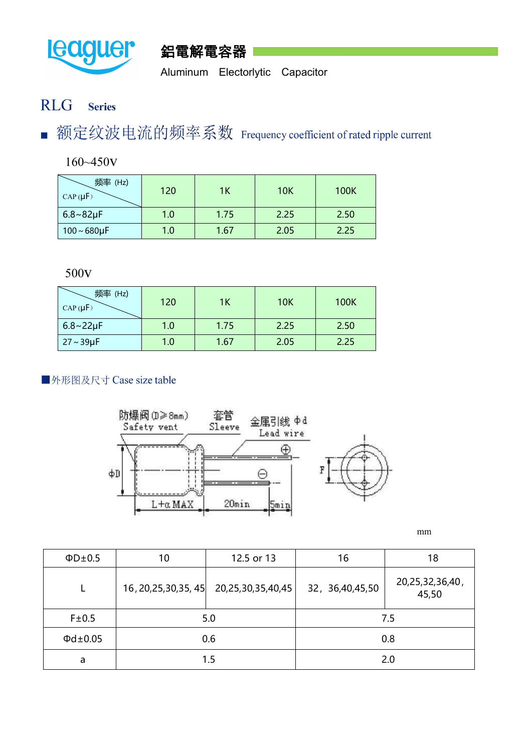# 鋁電解電容器

Aluminum Electorlytic Capacitor

## RLG Series

### ■ 额定纹波电流的频率系数 Frequency coefficient of rated ripple current

160~450V

| 频率 (Hz) / CAP (μF) | 120 | 1K | 10K | 100K |
|---|---|---|---|---|
| 6.8~82μF | 1.0 | 1.75 | 2.25 | 2.50 |
| 100～680μF | 1.0 | 1.67 | 2.05 | 2.25 |

500V

| 频率 (Hz) / CAP (μF) | 120 | 1K | 10K | 100K |
|---|---|---|---|---|
| 6.8~22μF | 1.0 | 1.75 | 2.25 | 2.50 |
| 27～39μF | 1.0 | 1.67 | 2.05 | 2.25 |

### ■外形图及尺寸 Case size table

防爆阀 (D≥8mm) Safety vent　套管 Sleeve　金属引线 Φd Lead wire

ΦD　L+α MAX　20min　5min　F

mm

| ΦD±0.5 | 10 | 12.5 or 13 | 16 | 18 |
|---|---|---|---|---|
| L | 16, 20,25,30,35, 45 | 20,25,30,35,40,45 | 32, 36,40,45,50 | 20,25,32,36,40, 45,50 |
| F±0.5 | 5.0 | | 7.5 | |
| Φd±0.05 | 0.6 | | 0.8 | |
| a | 1.5 | | 2.0 | |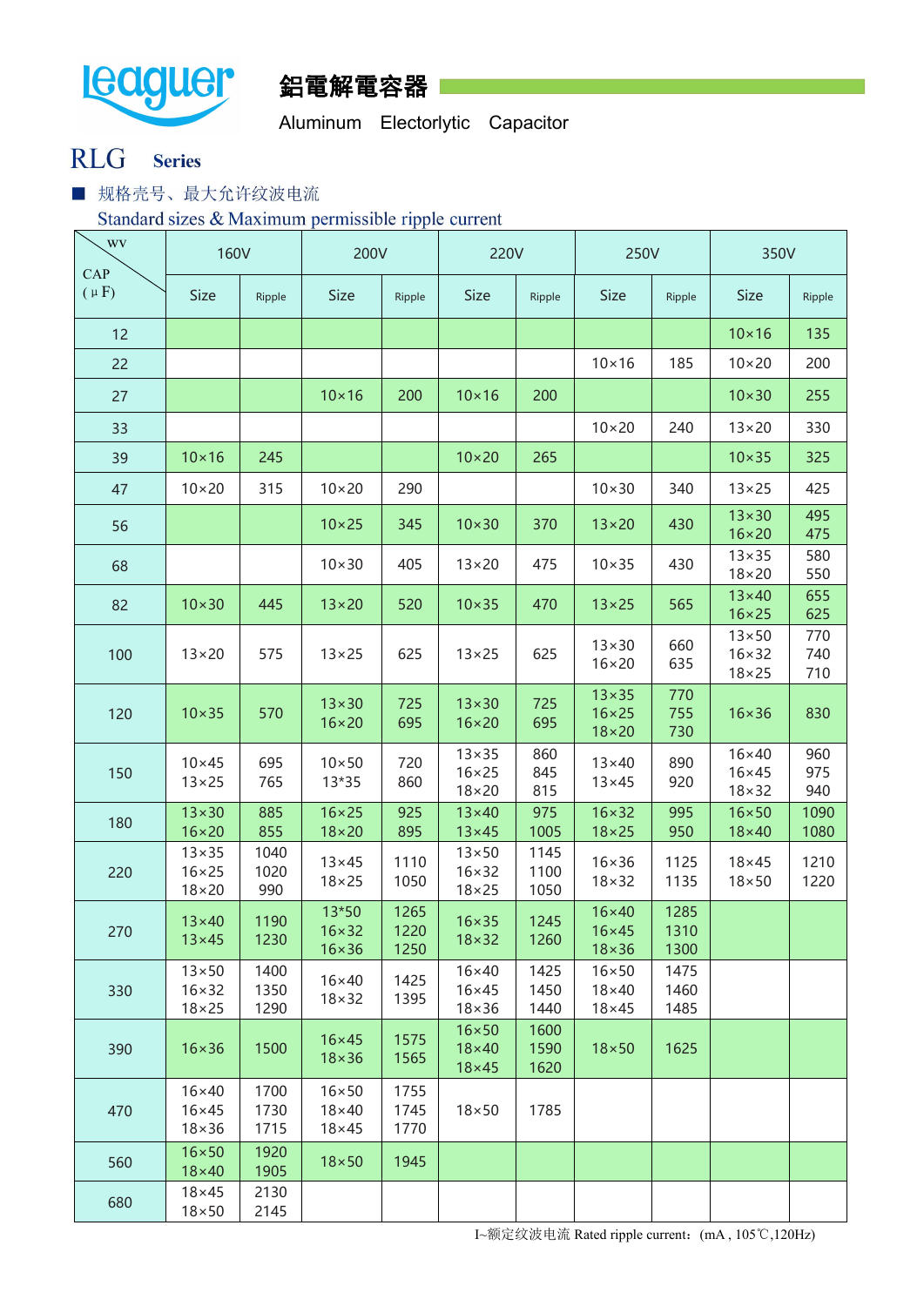# leaguer 鋁電解電容器

Aluminum Electorlytic Capacitor

## RLG Series

■ 规格壳号、最大允许纹波电流

Standard sizes & Maximum permissible ripple current

| CAP (μF) \ WV | 160V | | 200V | | 220V | | 250V | | 350V | |
|---|---|---|---|---|---|---|---|---|---|---|
| | Size | Ripple | Size | Ripple | Size | Ripple | Size | Ripple | Size | Ripple |
| 12 | | | | | | | | | 10×16 | 135 |
| 22 | | | | | | | 10×16 | 185 | 10×20 | 200 |
| 27 | | | 10×16 | 200 | 10×16 | 200 | | | 10×30 | 255 |
| 33 | | | | | | | 10×20 | 240 | 13×20 | 330 |
| 39 | 10×16 | 245 | | | 10×20 | 265 | | | 10×35 | 325 |
| 47 | 10×20 | 315 | 10×20 | 290 | | | 10×30 | 340 | 13×25 | 425 |
| 56 | | | 10×25 | 345 | 10×30 | 370 | 13×20 | 430 | 13×30<br>16×20 | 495<br>475 |
| 68 | | | 10×30 | 405 | 13×20 | 475 | 10×35 | 430 | 13×35<br>18×20 | 580<br>550 |
| 82 | 10×30 | 445 | 13×20 | 520 | 10×35 | 470 | 13×25 | 565 | 13×40<br>16×25 | 655<br>625 |
| 100 | 13×20 | 575 | 13×25 | 625 | 13×25 | 625 | 13×30<br>16×20 | 660<br>635 | 13×50<br>16×32<br>18×25 | 770<br>740<br>710 |
| 120 | 10×35 | 570 | 13×30<br>16×20 | 725<br>695 | 13×30<br>16×20 | 725<br>695 | 13×35<br>16×25<br>18×20 | 770<br>755<br>730 | 16×36 | 830 |
| 150 | 10×45<br>13×25 | 695<br>765 | 10×50<br>13*35 | 720<br>860 | 13×35<br>16×25<br>18×20 | 860<br>845<br>815 | 13×40<br>13×45 | 890<br>920 | 16×40<br>16×45<br>18×32 | 960<br>975<br>940 |
| 180 | 13×30<br>16×20 | 885<br>855 | 16×25<br>18×20 | 925<br>895 | 13×40<br>13×45 | 975<br>1005 | 16×32<br>18×25 | 995<br>950 | 16×50<br>18×40 | 1090<br>1080 |
| 220 | 13×35<br>16×25<br>18×20 | 1040<br>1020<br>990 | 13×45<br>18×25 | 1110<br>1050 | 13×50<br>16×32<br>18×25 | 1145<br>1100<br>1050 | 16×36<br>18×32 | 1125<br>1135 | 18×45<br>18×50 | 1210<br>1220 |
| 270 | 13×40<br>13×45 | 1190<br>1230 | 13*50<br>16×32<br>16×36 | 1265<br>1220<br>1250 | 16×35<br>18×32 | 1245<br>1260 | 16×40<br>16×45<br>18×36 | 1285<br>1310<br>1300 | | |
| 330 | 13×50<br>16×32<br>18×25 | 1400<br>1350<br>1290 | 16×40<br>18×32 | 1425<br>1395 | 16×40<br>16×45<br>18×36 | 1425<br>1450<br>1440 | 16×50<br>18×40<br>18×45 | 1475<br>1460<br>1485 | | |
| 390 | 16×36 | 1500 | 16×45<br>18×36 | 1575<br>1565 | 16×50<br>18×40<br>18×45 | 1600<br>1590<br>1620 | 18×50 | 1625 | | |
| 470 | 16×40<br>16×45<br>18×36 | 1700<br>1730<br>1715 | 16×50<br>18×40<br>18×45 | 1755<br>1745<br>1770 | 18×50 | 1785 | | | | |
| 560 | 16×50<br>18×40 | 1920<br>1905 | 18×50 | 1945 | | | | | | |
| 680 | 18×45<br>18×50 | 2130<br>2145 | | | | | | | | |

I~额定纹波电流 Rated ripple current:(mA , 105℃,120Hz)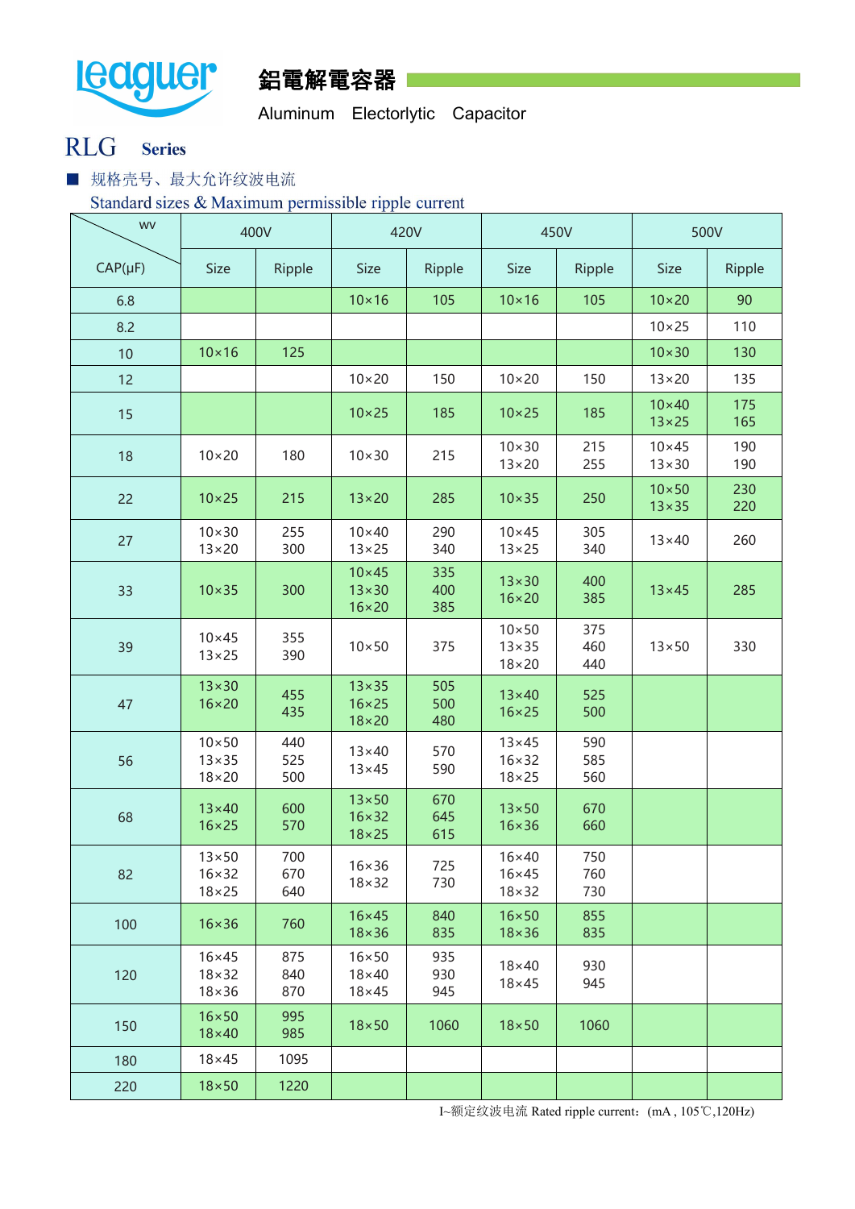leaguer

# 鋁電解電容器

Aluminum Electorlytic Capacitor

## RLG Series

■ 规格壳号、最大允许纹波电流

Standard sizes & Maximum permissible ripple current

| WV / CAP(μF) | 400V | | 420V | | 450V | | 500V | |
|---|---|---|---|---|---|---|---|---|
| | Size | Ripple | Size | Ripple | Size | Ripple | Size | Ripple |
| 6.8 | | | 10×16 | 105 | 10×16 | 105 | 10×20 | 90 |
| 8.2 | | | | | | | 10×25 | 110 |
| 10 | 10×16 | 125 | | | | | 10×30 | 130 |
| 12 | | | 10×20 | 150 | 10×20 | 150 | 13×20 | 135 |
| 15 | | | 10×25 | 185 | 10×25 | 185 | 10×40<br>13×25 | 175<br>165 |
| 18 | 10×20 | 180 | 10×30 | 215 | 10×30<br>13×20 | 215<br>255 | 10×45<br>13×30 | 190<br>190 |
| 22 | 10×25 | 215 | 13×20 | 285 | 10×35 | 250 | 10×50<br>13×35 | 230<br>220 |
| 27 | 10×30<br>13×20 | 255<br>300 | 10×40<br>13×25 | 290<br>340 | 10×45<br>13×25 | 305<br>340 | 13×40 | 260 |
| 33 | 10×35 | 300 | 10×45<br>13×30<br>16×20 | 335<br>400<br>385 | 13×30<br>16×20 | 400<br>385 | 13×45 | 285 |
| 39 | 10×45<br>13×25 | 355<br>390 | 10×50 | 375 | 10×50<br>13×35<br>18×20 | 375<br>460<br>440 | 13×50 | 330 |
| 47 | 13×30<br>16×20 | 455<br>435 | 13×35<br>16×25<br>18×20 | 505<br>500<br>480 | 13×40<br>16×25 | 525<br>500 | | |
| 56 | 10×50<br>13×35<br>18×20 | 440<br>525<br>500 | 13×40<br>13×45 | 570<br>590 | 13×45<br>16×32<br>18×25 | 590<br>585<br>560 | | |
| 68 | 13×40<br>16×25 | 600<br>570 | 13×50<br>16×32<br>18×25 | 670<br>645<br>615 | 13×50<br>16×36 | 670<br>660 | | |
| 82 | 13×50<br>16×32<br>18×25 | 700<br>670<br>640 | 16×36<br>18×32 | 725<br>730 | 16×40<br>16×45<br>18×32 | 750<br>760<br>730 | | |
| 100 | 16×36 | 760 | 16×45<br>18×36 | 840<br>835 | 16×50<br>18×36 | 855<br>835 | | |
| 120 | 16×45<br>18×32<br>18×36 | 875<br>840<br>870 | 16×50<br>18×40<br>18×45 | 935<br>930<br>945 | 18×40<br>18×45 | 930<br>945 | | |
| 150 | 16×50<br>18×40 | 995<br>985 | 18×50 | 1060 | 18×50 | 1060 | | |
| 180 | 18×45 | 1095 | | | | | | |
| 220 | 18×50 | 1220 | | | | | | |

I~额定纹波电流 Rated ripple current：(mA , 105℃,120Hz)